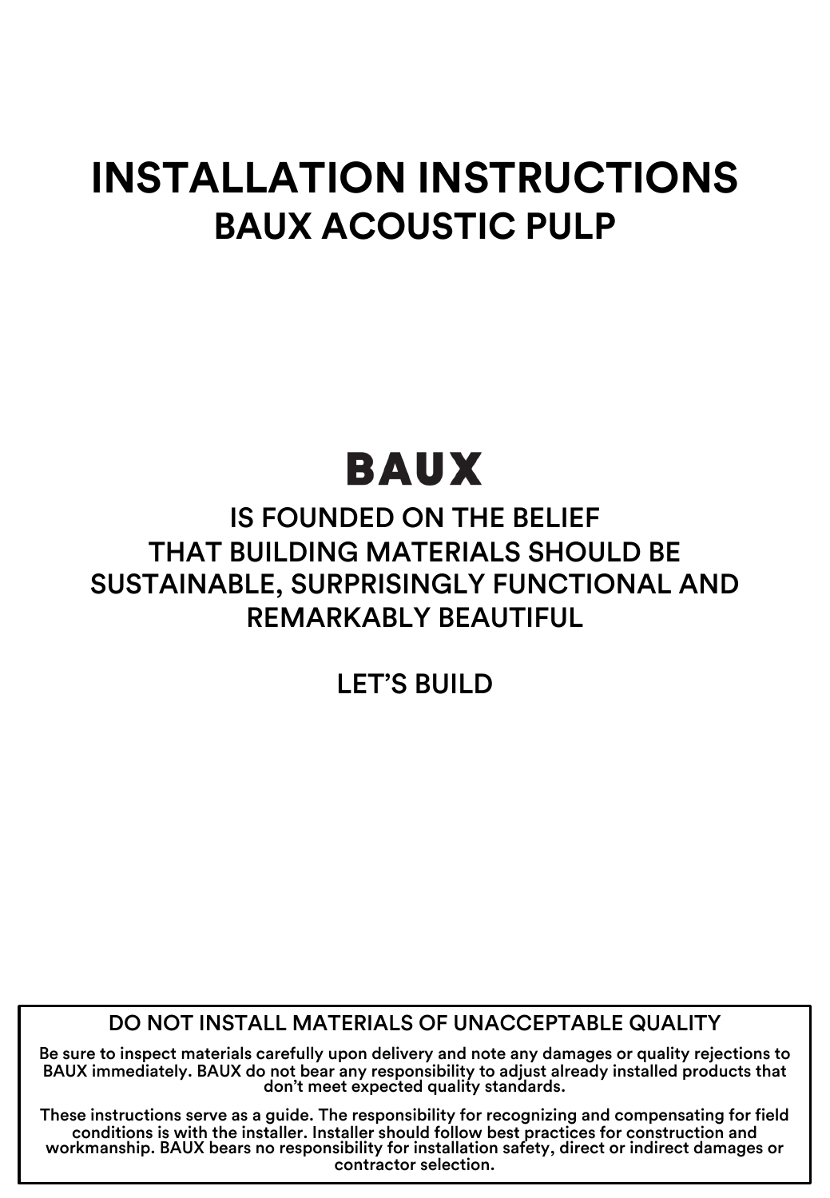# INSTALLATION INSTRUCTIONS

## BAUX ACOUSTIC PULP

**BAUX**

IS FOUNDED ON THE BELIEF
THAT BUILDING MATERIALS SHOULD BE
SUSTAINABLE, SURPRISINGLY FUNCTIONAL AND
REMARKABLY BEAUTIFUL

LET'S BUILD

### DO NOT INSTALL MATERIALS OF UNACCEPTABLE QUALITY

**Be sure to inspect materials carefully upon delivery and note any damages or quality rejections to BAUX immediately. BAUX do not bear any responsibility to adjust already installed products that don't meet expected quality standards.**

**These instructions serve as a guide. The responsibility for recognizing and compensating for field conditions is with the installer. Installer should follow best practices for construction and workmanship. BAUX bears no responsibility for installation safety, direct or indirect damages or contractor selection.**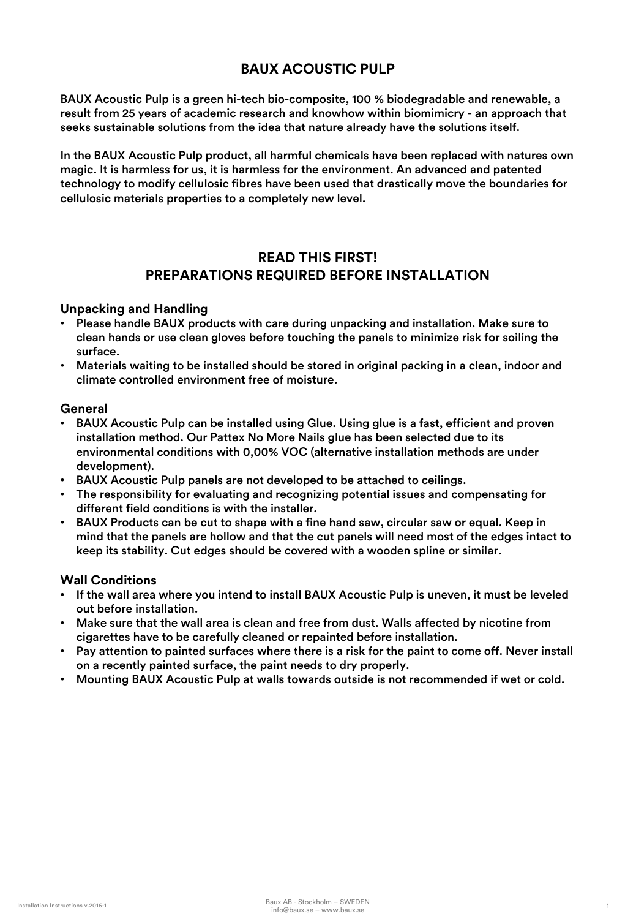# BAUX ACOUSTIC PULP

BAUX Acoustic Pulp is a green hi-tech bio-composite, 100 % biodegradable and renewable, a result from 25 years of academic research and knowhow within biomimicry - an approach that seeks sustainable solutions from the idea that nature already have the solutions itself.

In the BAUX Acoustic Pulp product, all harmful chemicals have been replaced with natures own magic. It is harmless for us, it is harmless for the environment. An advanced and patented technology to modify cellulosic fibres have been used that drastically move the boundaries for cellulosic materials properties to a completely new level.

## READ THIS FIRST!
## PREPARATIONS REQUIRED BEFORE INSTALLATION

### Unpacking and Handling

- Please handle BAUX products with care during unpacking and installation. Make sure to clean hands or use clean gloves before touching the panels to minimize risk for soiling the surface.
- Materials waiting to be installed should be stored in original packing in a clean, indoor and climate controlled environment free of moisture.

### General

- BAUX Acoustic Pulp can be installed using Glue. Using glue is a fast, efficient and proven installation method. Our Pattex No More Nails glue has been selected due to its environmental conditions with 0,00% VOC (alternative installation methods are under development).
- BAUX Acoustic Pulp panels are not developed to be attached to ceilings.
- The responsibility for evaluating and recognizing potential issues and compensating for different field conditions is with the installer.
- BAUX Products can be cut to shape with a fine hand saw, circular saw or equal. Keep in mind that the panels are hollow and that the cut panels will need most of the edges intact to keep its stability. Cut edges should be covered with a wooden spline or similar.

### Wall Conditions

- If the wall area where you intend to install BAUX Acoustic Pulp is uneven, it must be leveled out before installation.
- Make sure that the wall area is clean and free from dust. Walls affected by nicotine from cigarettes have to be carefully cleaned or repainted before installation.
- Pay attention to painted surfaces where there is a risk for the paint to come off. Never install on a recently painted surface, the paint needs to dry properly.
- Mounting BAUX Acoustic Pulp at walls towards outside is not recommended if wet or cold.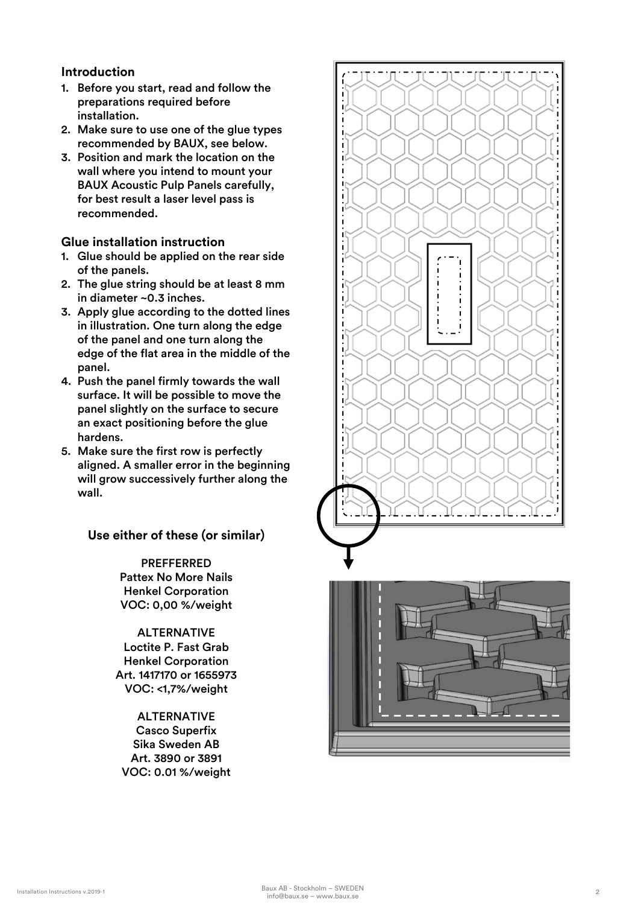## Introduction

1. Before you start, read and follow the preparations required before installation.
2. Make sure to use one of the glue types recommended by BAUX, see below.
3. Position and mark the location on the wall where you intend to mount your BAUX Acoustic Pulp Panels carefully, for best result a laser level pass is recommended.

## Glue installation instruction

1. Glue should be applied on the rear side of the panels.
2. The glue string should be at least 8 mm in diameter ~0.3 inches.
3. Apply glue according to the dotted lines in illustration. One turn along the edge of the panel and one turn along the edge of the flat area in the middle of the panel.
4. Push the panel firmly towards the wall surface. It will be possible to move the panel slightly on the surface to secure an exact positioning before the glue hardens.
5. Make sure the first row is perfectly aligned. A smaller error in the beginning will grow successively further along the wall.

### Use either of these (or similar)

PREFFERRED
Pattex No More Nails
Henkel Corporation
VOC: 0,00 %/weight

ALTERNATIVE
Loctite P. Fast Grab
Henkel Corporation
Art. 1417170 or 1655973
VOC: <1,7%/weight

ALTERNATIVE
Casco Superfix
Sika Sweden AB
Art. 3890 or 3891
VOC: 0.01 %/weight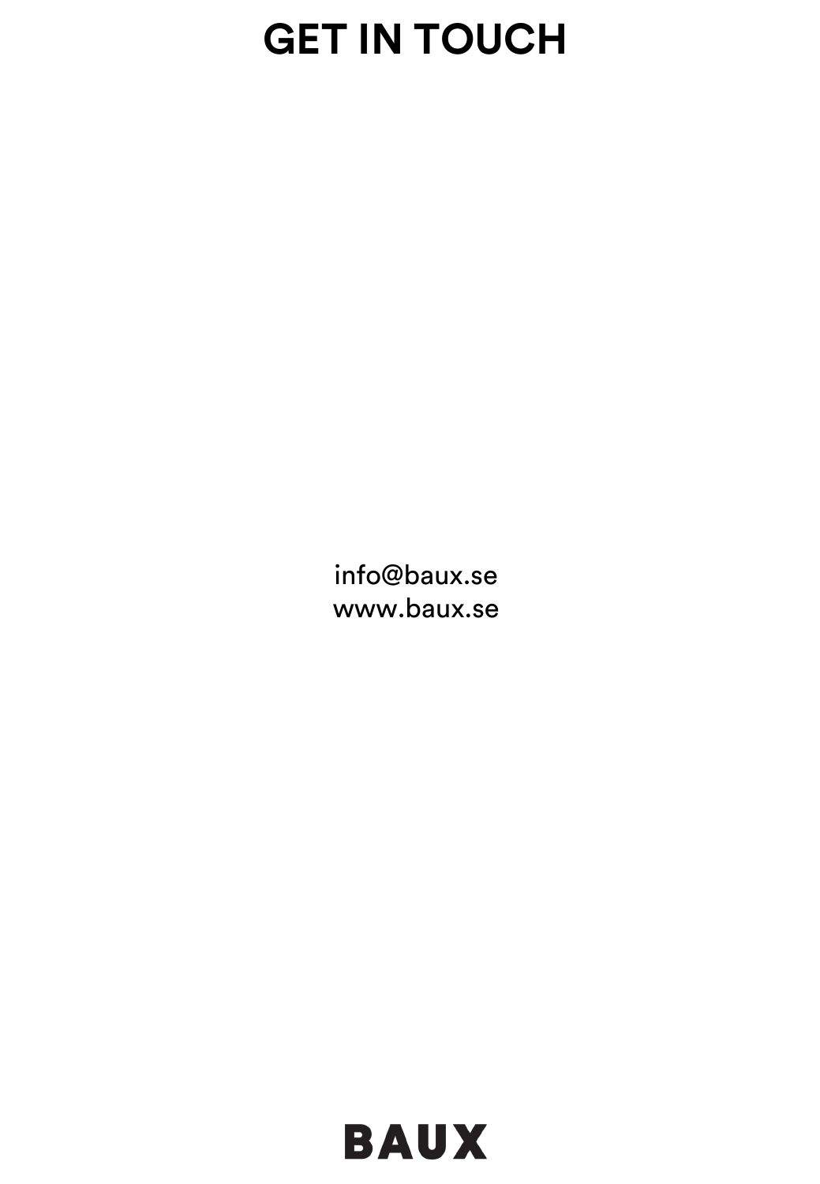# GET IN TOUCH

info@baux.se
www.baux.se

**BAUX**